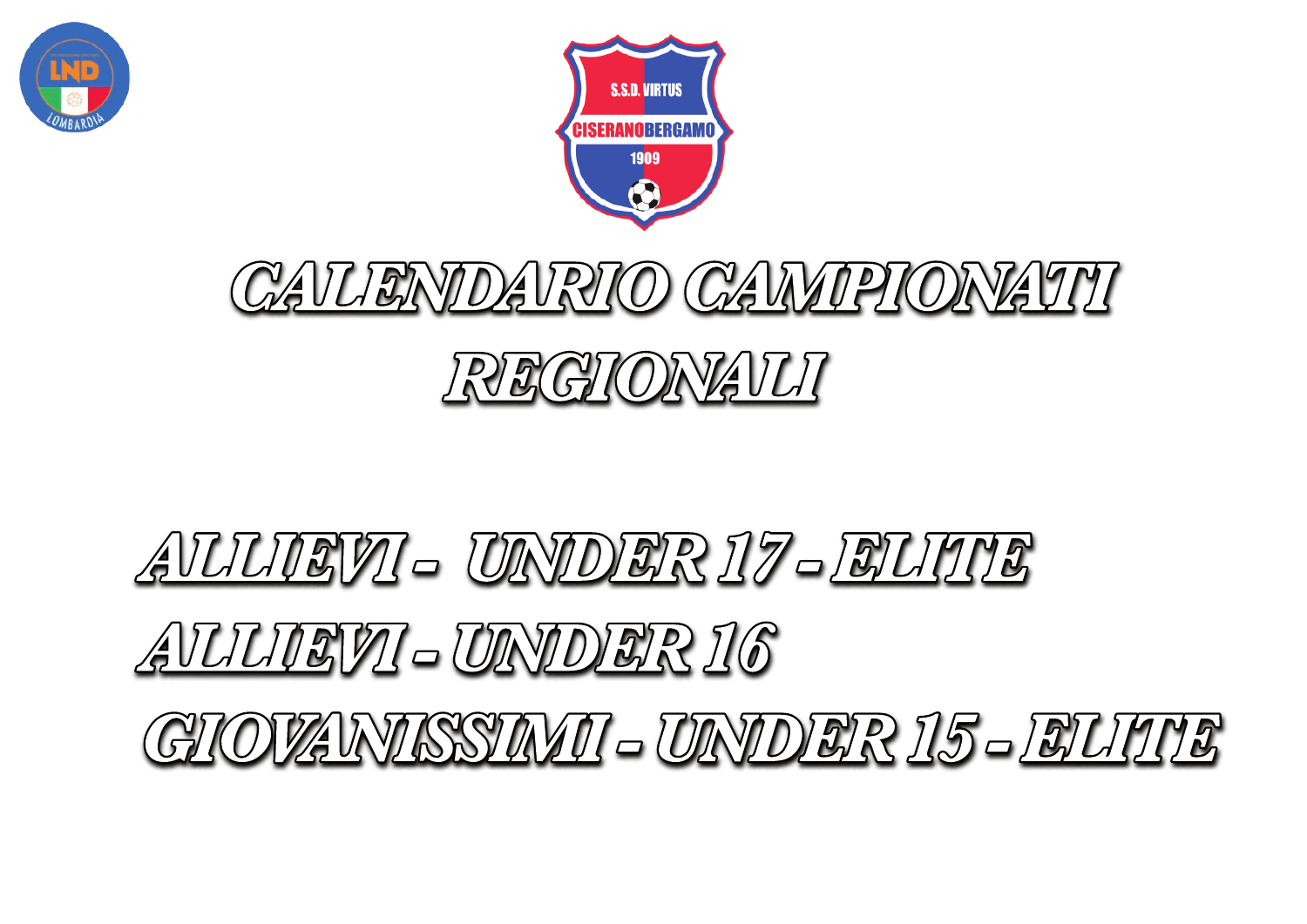# CALENDARIO CAMPIONATI REGIONALI

## ALLIEVI - UNDER 17 - ELITE

## ALLIEVI - UNDER 16

## GIOVANISSIMI - UNDER 15 - ELITE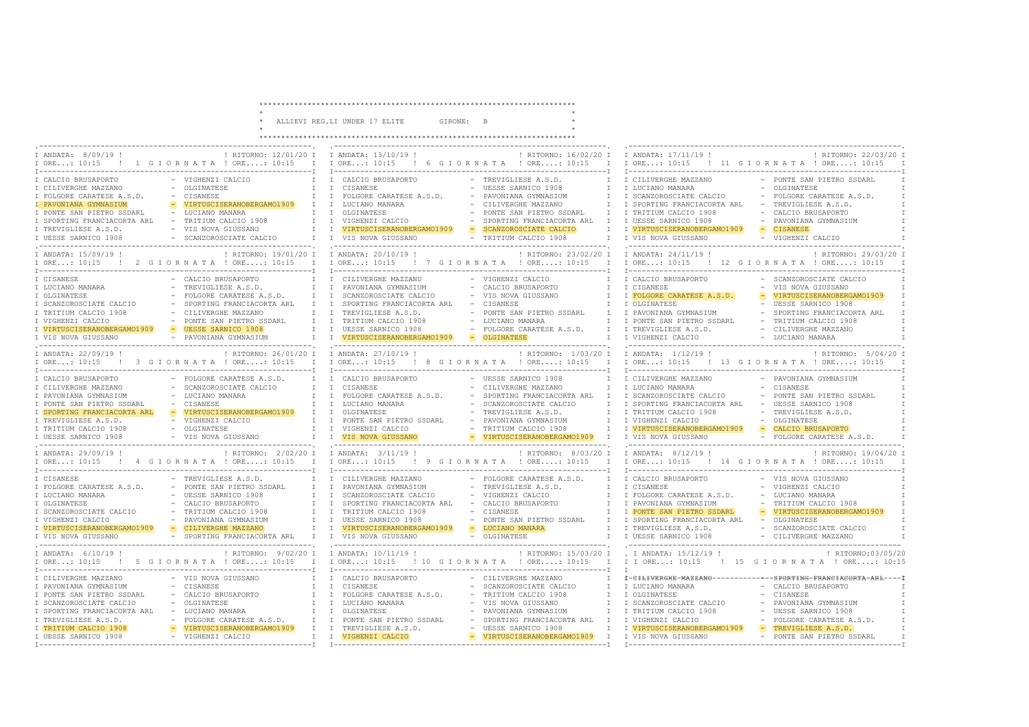# ALLIEVI REG.LI UNDER 17 ELITE — GIRONE: B

## 1 GIORNATA
ANDATA: 8/09/19 — ORE...: 10:15 | RITORNO: 12/01/20 — ORE....: 10:15

| Casa | Ospite |
|---|---|
| CALCIO BRUSAPORTO | VIGHENZI CALCIO |
| CILIVERGHE MAZZANO | OLGINATESE |
| FOLGORE CARATESE A.S.D. | CISANESE |
| PAVONIANA GYMNASIUM | VIRTUSCISERANOBERGAMO1909 |
| PONTE SAN PIETRO SSDARL | LUCIANO MANARA |
| SPORTING FRANCIACORTA ARL | TRITIUM CALCIO 1908 |
| TREVIGLIESE A.S.D. | VIS NOVA GIUSSANO |
| UESSE SARNICO 1908 | SCANZOROSCIATE CALCIO |

## 2 GIORNATA
ANDATA: 15/09/19 — ORE...: 10:15 | RITORNO: 19/01/20 — ORE....: 10:15

| Casa | Ospite |
|---|---|
| CISANESE | CALCIO BRUSAPORTO |
| LUCIANO MANARA | TREVIGLIESE A.S.D. |
| OLGINATESE | FOLGORE CARATESE A.S.D. |
| SCANZOROSCIATE CALCIO | SPORTING FRANCIACORTA ARL |
| TRITIUM CALCIO 1908 | CILIVERGHE MAZZANO |
| VIGHENZI CALCIO | PONTE SAN PIETRO SSDARL |
| VIRTUSCISERANOBERGAMO1909 | UESSE SARNICO 1908 |
| VIS NOVA GIUSSANO | PAVONIANA GYMNASIUM |

## 3 GIORNATA
ANDATA: 22/09/19 — ORE...: 10:15 | RITORNO: 26/01/20 — ORE....: 10:15

| Casa | Ospite |
|---|---|
| CALCIO BRUSAPORTO | FOLGORE CARATESE A.S.D. |
| CILIVERGHE MAZZANO | SCANZOROSCIATE CALCIO |
| PAVONIANA GYMNASIUM | LUCIANO MANARA |
| PONTE SAN PIETRO SSDARL | CISANESE |
| SPORTING FRANCIACORTA ARL | VIRTUSCISERANOBERGAMO1909 |
| TREVIGLIESE A.S.D. | VIGHENZI CALCIO |
| TRITIUM CALCIO 1908 | OLGINATESE |
| UESSE SARNICO 1908 | VIS NOVA GIUSSANO |

## 4 GIORNATA
ANDATA: 29/09/19 — ORE...: 10:15 | RITORNO: 2/02/20 — ORE....: 10:15

| Casa | Ospite |
|---|---|
| CISANESE | TREVIGLIESE A.S.D. |
| FOLGORE CARATESE A.S.D. | PONTE SAN PIETRO SSDARL |
| LUCIANO MANARA | UESSE SARNICO 1908 |
| OLGINATESE | CALCIO BRUSAPORTO |
| SCANZOROSCIATE CALCIO | TRITIUM CALCIO 1908 |
| VIGHENZI CALCIO | PAVONIANA GYMNASIUM |
| VIRTUSCISERANOBERGAMO1909 | CILIVERGHE MAZZANO |
| VIS NOVA GIUSSANO | SPORTING FRANCIACORTA ARL |

## 5 GIORNATA
ANDATA: 6/10/19 — ORE...: 10:15 | RITORNO: 9/02/20 — ORE....: 10:15

| Casa | Ospite |
|---|---|
| CILIVERGHE MAZZANO | VIS NOVA GIUSSANO |
| PAVONIANA GYMNASIUM | CISANESE |
| PONTE SAN PIETRO SSDARL | CALCIO BRUSAPORTO |
| SCANZOROSCIATE CALCIO | OLGINATESE |
| SPORTING FRANCIACORTA ARL | LUCIANO MANARA |
| TREVIGLIESE A.S.D. | FOLGORE CARATESE A.S.D. |
| TRITIUM CALCIO 1908 | VIRTUSCISERANOBERGAMO1909 |
| UESSE SARNICO 1908 | VIGHENZI CALCIO |

## 6 GIORNATA
ANDATA: 13/10/19 — ORE...: 10:15 | RITORNO: 16/02/20 — ORE....: 10:15

| Casa | Ospite |
|---|---|
| CALCIO BRUSAPORTO | TREVIGLIESE A.S.D. |
| CISANESE | UESSE SARNICO 1908 |
| FOLGORE CARATESE A.S.D. | PAVONIANA GYMNASIUM |
| LUCIANO MANARA | CILIVERGHE MAZZANO |
| OLGINATESE | PONTE SAN PIETRO SSDARL |
| VIGHENZI CALCIO | SPORTING FRANCIACORTA ARL |
| VIRTUSCISERANOBERGAMO1909 | SCANZOROSCIATE CALCIO |
| VIS NOVA GIUSSANO | TRITIUM CALCIO 1908 |

## 7 GIORNATA
ANDATA: 20/10/19 — ORE...: 10:15 | RITORNO: 23/02/20 — ORE....: 10:15

| Casa | Ospite |
|---|---|
| CILIVERGHE MAZZANO | VIGHENZI CALCIO |
| PAVONIANA GYMNASIUM | CALCIO BRUSAPORTO |
| SCANZOROSCIATE CALCIO | VIS NOVA GIUSSANO |
| SPORTING FRANCIACORTA ARL | CISANESE |
| TREVIGLIESE A.S.D. | PONTE SAN PIETRO SSDARL |
| TRITIUM CALCIO 1908 | LUCIANO MANARA |
| UESSE SARNICO 1908 | FOLGORE CARATESE A.S.D. |
| VIRTUSCISERANOBERGAMO1909 | OLGINATESE |

## 8 GIORNATA
ANDATA: 27/10/19 — ORE...: 10:15 | RITORNO: 1/03/20 — ORE....: 10:15

| Casa | Ospite |
|---|---|
| CALCIO BRUSAPORTO | UESSE SARNICO 1908 |
| CISANESE | CILIVERGHE MAZZANO |
| FOLGORE CARATESE A.S.D. | SPORTING FRANCIACORTA ARL |
| LUCIANO MANARA | SCANZOROSCIATE CALCIO |
| OLGINATESE | TREVIGLIESE A.S.D. |
| PONTE SAN PIETRO SSDARL | PAVONIANA GYMNASIUM |
| VIGHENZI CALCIO | TRITIUM CALCIO 1908 |
| VIS NOVA GIUSSANO | VIRTUSCISERANOBERGAMO1909 |

## 9 GIORNATA
ANDATA: 3/11/19 — ORE...: 10:15 | RITORNO: 8/03/20 — ORE....: 10:15

| Casa | Ospite |
|---|---|
| CILIVERGHE MAZZANO | FOLGORE CARATESE A.S.D. |
| PAVONIANA GYMNASIUM | TREVIGLIESE A.S.D. |
| SCANZOROSCIATE CALCIO | VIGHENZI CALCIO |
| SPORTING FRANCIACORTA ARL | CALCIO BRUSAPORTO |
| TRITIUM CALCIO 1908 | CISANESE |
| UESSE SARNICO 1908 | PONTE SAN PIETRO SSDARL |
| VIRTUSCISERANOBERGAMO1909 | LUCIANO MANARA |
| VIS NOVA GIUSSANO | OLGINATESE |

## 10 GIORNATA
ANDATA: 10/11/19 — ORE...: 10:15 | RITORNO: 15/03/20 — ORE....: 10:15

| Casa | Ospite |
|---|---|
| CALCIO BRUSAPORTO | CILIVERGHE MAZZANO |
| CISANESE | SCANZOROSCIATE CALCIO |
| FOLGORE CARATESE A.S.D. | TRITIUM CALCIO 1908 |
| LUCIANO MANARA | VIS NOVA GIUSSANO |
| OLGINATESE | PAVONIANA GYMNASIUM |
| PONTE SAN PIETRO SSDARL | SPORTING FRANCIACORTA ARL |
| TREVIGLIESE A.S.D. | UESSE SARNICO 1908 |
| VIGHENZI CALCIO | VIRTUSCISERANOBERGAMO1909 |

## 11 GIORNATA
ANDATA: 17/11/19 — ORE...: 10:15 | RITORNO: 22/03/20 — ORE....: 10:15

| Casa | Ospite |
|---|---|
| CILIVERGHE MAZZANO | PONTE SAN PIETRO SSDARL |
| LUCIANO MANARA | OLGINATESE |
| SCANZOROSCIATE CALCIO | FOLGORE CARATESE A.S.D. |
| SPORTING FRANCIACORTA ARL | TREVIGLIESE A.S.D. |
| TRITIUM CALCIO 1908 | CALCIO BRUSAPORTO |
| UESSE SARNICO 1908 | PAVONIANA GYMNASIUM |
| VIRTUSCISERANOBERGAMO1909 | CISANESE |
| VIS NOVA GIUSSANO | VIGHENZI CALCIO |

## 12 GIORNATA
ANDATA: 24/11/19 — ORE...: 10:15 | RITORNO: 29/03/20 — ORE....: 10:15

| Casa | Ospite |
|---|---|
| CALCIO BRUSAPORTO | SCANZOROSCIATE CALCIO |
| CISANESE | VIS NOVA GIUSSANO |
| FOLGORE CARATESE A.S.D. | VIRTUSCISERANOBERGAMO1909 |
| OLGINATESE | UESSE SARNICO 1908 |
| PAVONIANA GYMNASIUM | SPORTING FRANCIACORTA ARL |
| PONTE SAN PIETRO SSDARL | TRITIUM CALCIO 1908 |
| TREVIGLIESE A.S.D. | CILIVERGHE MAZZANO |
| VIGHENZI CALCIO | LUCIANO MANARA |

## 13 GIORNATA
ANDATA: 1/12/19 — ORE...: 10:15 | RITORNO: 5/04/20 — ORE....: 10:15

| Casa | Ospite |
|---|---|
| CILIVERGHE MAZZANO | PAVONIANA GYMNASIUM |
| LUCIANO MANARA | CISANESE |
| SCANZOROSCIATE CALCIO | PONTE SAN PIETRO SSDARL |
| SPORTING FRANCIACORTA ARL | UESSE SARNICO 1908 |
| TRITIUM CALCIO 1908 | TREVIGLIESE A.S.D. |
| VIGHENZI CALCIO | OLGINATESE |
| VIRTUSCISERANOBERGAMO1909 | CALCIO BRUSAPORTO |
| VIS NOVA GIUSSANO | FOLGORE CARATESE A.S.D. |

## 14 GIORNATA
ANDATA: 8/12/19 — ORE...: 10:15 | RITORNO: 19/04/20 — ORE....: 10:15

| Casa | Ospite |
|---|---|
| CALCIO BRUSAPORTO | VIS NOVA GIUSSANO |
| CISANESE | VIGHENZI CALCIO |
| FOLGORE CARATESE A.S.D. | LUCIANO MANARA |
| PAVONIANA GYMNASIUM | TRITIUM CALCIO 1908 |
| PONTE SAN PIETRO SSDARL | VIRTUSCISERANOBERGAMO1909 |
| SPORTING FRANCIACORTA ARL | OLGINATESE |
| TREVIGLIESE A.S.D. | SCANZOROSCIATE CALCIO |
| UESSE SARNICO 1908 | CILIVERGHE MAZZANO |

## 15 GIORNATA
ANDATA: 15/12/19 — ORE...: 10:15 | RITORNO: 03/05/20 — ORE....: 10:15

| Casa | Ospite |
|---|---|
| ~~CILIVERGHE MAZZANO~~ | ~~SPORTING FRANCIACORTA ARL~~ |
| LUCIANO MANARA | CALCIO BRUSAPORTO |
| OLGINATESE | CISANESE |
| SCANZOROSCIATE CALCIO | PAVONIANA GYMNASIUM |
| TRITIUM CALCIO 1908 | UESSE SARNICO 1908 |
| VIGHENZI CALCIO | FOLGORE CARATESE A.S.D. |
| VIRTUSCISERANOBERGAMO1909 | TREVIGLIESE A.S.D. |
| VIS NOVA GIUSSANO | PONTE SAN PIETRO SSDARL |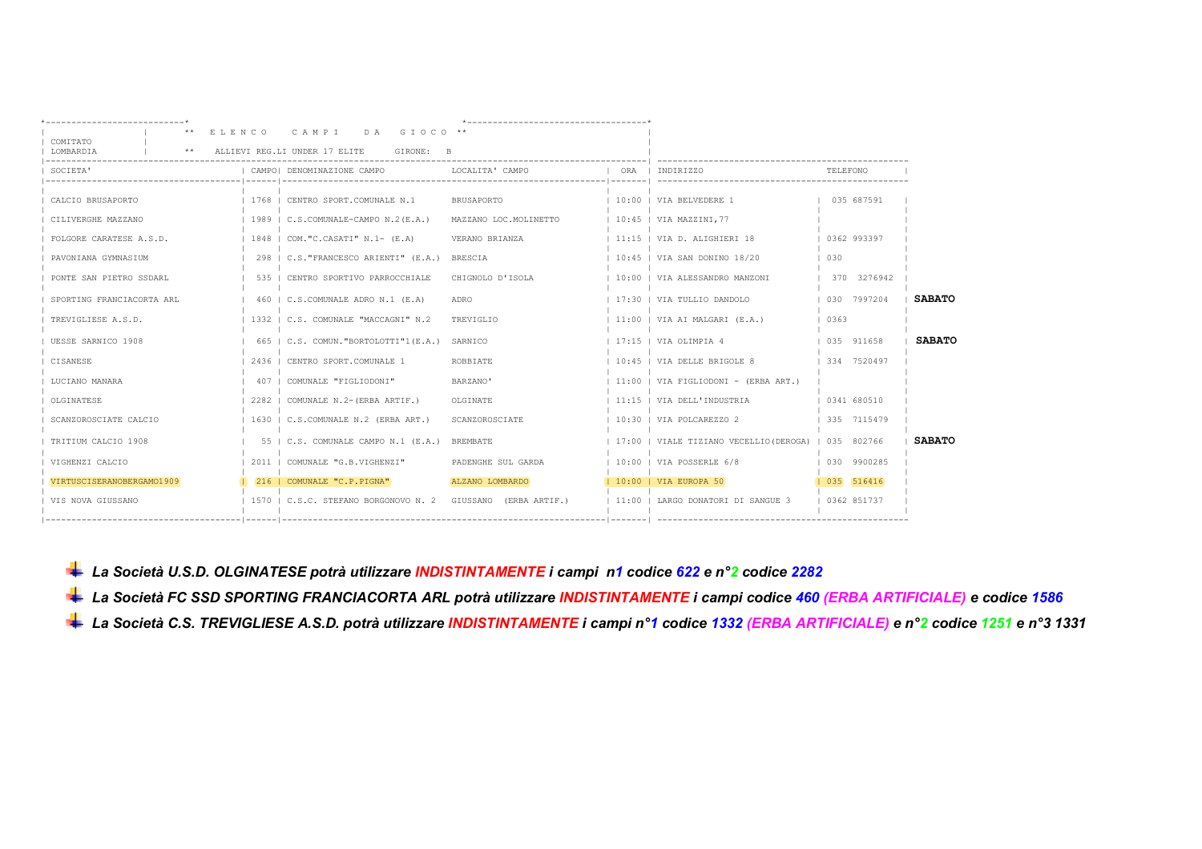| COMITATO LOMBARDIA | ** E L E N C O C A M P I D A G I O C O ** ALLIEVI REG.LI UNDER 17 ELITE GIRONE: B | | | | | | |
|---|---|---|---|---|---|---|---|
| SOCIETA' | CAMPO | DENOMINAZIONE CAMPO | LOCALITA' CAMPO | ORA | INDIRIZZO | TELEFONO | |
| CALCIO BRUSAPORTO | 1768 | CENTRO SPORT.COMUNALE N.1 | BRUSAPORTO | 10:00 | VIA BELVEDERE 1 | 035 687591 | |
| CILIVERGHE MAZZANO | 1989 | C.S.COMUNALE-CAMPO N.2(E.A.) | MAZZANO LOC.MOLINETTO | 10:45 | VIA MAZZINI,77 | | |
| FOLGORE CARATESE A.S.D. | 1848 | COM."C.CASATI" N.1- (E.A) | VERANO BRIANZA | 11:15 | VIA D. ALIGHIERI 18 | 0362 993397 | |
| PAVONIANA GYMNASIUM | 298 | C.S."FRANCESCO ARIENTI" (E.A.) | BRESCIA | 10:45 | VIA SAN DONINO 18/20 | 030 | |
| PONTE SAN PIETRO SSDARL | 535 | CENTRO SPORTIVO PARROCCHIALE | CHIGNOLO D'ISOLA | 10:00 | VIA ALESSANDRO MANZONI | 370 3276942 | |
| SPORTING FRANCIACORTA ARL | 460 | C.S.COMUNALE ADRO N.1 (E.A) | ADRO | 17:30 | VIA TULLIO DANDOLO | 030 7997204 | **SABATO** |
| TREVIGLIESE A.S.D. | 1332 | C.S. COMUNALE "MACCAGNI" N.2 | TREVIGLIO | 11:00 | VIA AI MALGARI (E.A.) | 0363 | |
| UESSE SARNICO 1908 | 665 | C.S. COMUN."BORTOLOTTI"1(E.A.) | SARNICO | 17:15 | VIA OLIMPIA 4 | 035 911658 | **SABATO** |
| CISANESE | 2436 | CENTRO SPORT.COMUNALE 1 | ROBBIATE | 10:45 | VIA DELLE BRIGOLE 8 | 334 7520497 | |
| LUCIANO MANARA | 407 | COMUNALE "FIGLIODONI" | BARZANO' | 11:00 | VIA FIGLIODONI - (ERBA ART.) | | |
| OLGINATESE | 2282 | COMUNALE N.2-(ERBA ARTIF.) | OLGINATE | 11:15 | VIA DELL'INDUSTRIA | 0341 680510 | |
| SCANZOROSCIATE CALCIO | 1630 | C.S.COMUNALE N.2 (ERBA ART.) | SCANZOROSCIATE | 10:30 | VIA POLCAREZZO 2 | 335 7115479 | |
| TRITIUM CALCIO 1908 | 55 | C.S. COMUNALE CAMPO N.1 (E.A.) | BREMBATE | 17:00 | VIALE TIZIANO VECELLIO(DEROGA) | 035 802766 | **SABATO** |
| VIGHENZI CALCIO | 2011 | COMUNALE "G.B.VIGHENZI" | PADENGHE SUL GARDA | 10:00 | VIA POSSERLE 6/8 | 030 9900285 | |
| VIRTUSCISERANOBERGAMO1909 | 216 | COMUNALE "C.P.PIGNA" | ALZANO LOMBARDO | 10:00 | VIA EUROPA 50 | 035 516416 | |
| VIS NOVA GIUSSANO | 1570 | C.S.C. STEFANO BORGONOVO N. 2 | GIUSSANO (ERBA ARTIF.) | 11:00 | LARGO DONATORI DI SANGUE 3 | 0362 851737 | |

- ***La Società U.S.D. OLGINATESE potrà utilizzare INDISTINTAMENTE i campi n1 codice 622 e n°2 codice 2282***
- ***La Società FC SSD SPORTING FRANCIACORTA ARL potrà utilizzare INDISTINTAMENTE i campi codice 460 (ERBA ARTIFICIALE) e codice 1586***
- ***La Società C.S. TREVIGLIESE A.S.D. potrà utilizzare INDISTINTAMENTE i campi n°1 codice 1332 (ERBA ARTIFICIALE) e n°2 codice 1251 e n°3 1331***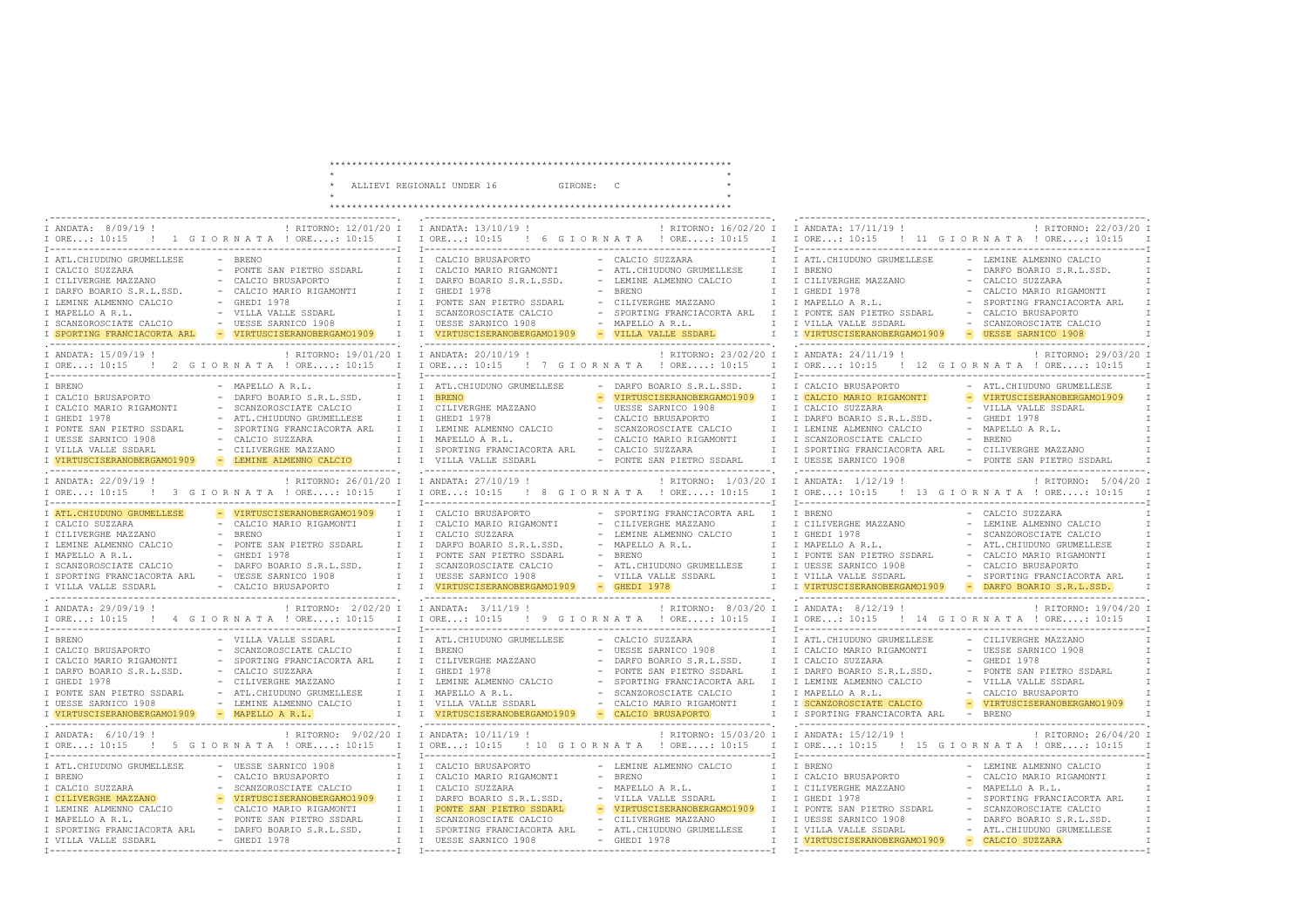# ALLIEVI REGIONALI UNDER 16 — GIRONE: C

## 1 GIORNATA
ANDATA: 8/09/19 — RITORNO: 12/01/20 — ORE...: 10:15 / ORE....: 10:15

| Casa | Ospite |
|---|---|
| ATL.CHIUDUNO GRUMELLESE | BRENO |
| CALCIO SUZZARA | PONTE SAN PIETRO SSDARL |
| CILIVERGHE MAZZANO | CALCIO BRUSAPORTO |
| DARFO BOARIO S.R.L.SSD. | CALCIO MARIO RIGAMONTI |
| LEMINE ALMENNO CALCIO | GHEDI 1978 |
| MAPELLO A R.L. | VILLA VALLE SSDARL |
| SCANZOROSCIATE CALCIO | UESSE SARNICO 1908 |
| SPORTING FRANCIACORTA ARL | VIRTUSCISERANOBERGAMO1909 |

## 2 GIORNATA
ANDATA: 15/09/19 — RITORNO: 19/01/20 — ORE...: 10:15 / ORE....: 10:15

| Casa | Ospite |
|---|---|
| BRENO | MAPELLO A R.L. |
| CALCIO BRUSAPORTO | DARFO BOARIO S.R.L.SSD. |
| CALCIO MARIO RIGAMONTI | SCANZOROSCIATE CALCIO |
| GHEDI 1978 | ATL.CHIUDUNO GRUMELLESE |
| PONTE SAN PIETRO SSDARL | SPORTING FRANCIACORTA ARL |
| UESSE SARNICO 1908 | CALCIO SUZZARA |
| VILLA VALLE SSDARL | CILIVERGHE MAZZANO |
| VIRTUSCISERANOBERGAMO1909 | LEMINE ALMENNO CALCIO |

## 3 GIORNATA
ANDATA: 22/09/19 — RITORNO: 26/01/20 — ORE...: 10:15 / ORE....: 10:15

| Casa | Ospite |
|---|---|
| ATL.CHIUDUNO GRUMELLESE | VIRTUSCISERANOBERGAMO1909 |
| CALCIO SUZZARA | CALCIO MARIO RIGAMONTI |
| CILIVERGHE MAZZANO | BRENO |
| LEMINE ALMENNO CALCIO | PONTE SAN PIETRO SSDARL |
| MAPELLO A R.L. | GHEDI 1978 |
| SCANZOROSCIATE CALCIO | DARFO BOARIO S.R.L.SSD. |
| SPORTING FRANCIACORTA ARL | UESSE SARNICO 1908 |
| VILLA VALLE SSDARL | CALCIO BRUSAPORTO |

## 4 GIORNATA
ANDATA: 29/09/19 — RITORNO: 2/02/20 — ORE...: 10:15 / ORE....: 10:15

| Casa | Ospite |
|---|---|
| BRENO | VILLA VALLE SSDARL |
| CALCIO BRUSAPORTO | SCANZOROSCIATE CALCIO |
| CALCIO MARIO RIGAMONTI | SPORTING FRANCIACORTA ARL |
| DARFO BOARIO S.R.L.SSD. | CALCIO SUZZARA |
| GHEDI 1978 | CILIVERGHE MAZZANO |
| PONTE SAN PIETRO SSDARL | ATL.CHIUDUNO GRUMELLESE |
| UESSE SARNICO 1908 | LEMINE ALMENNO CALCIO |
| VIRTUSCISERANOBERGAMO1909 | MAPELLO A R.L. |

## 5 GIORNATA
ANDATA: 6/10/19 — RITORNO: 9/02/20 — ORE...: 10:15 / ORE....: 10:15

| Casa | Ospite |
|---|---|
| ATL.CHIUDUNO GRUMELLESE | UESSE SARNICO 1908 |
| BRENO | CALCIO BRUSAPORTO |
| CALCIO SUZZARA | SCANZOROSCIATE CALCIO |
| CILIVERGHE MAZZANO | VIRTUSCISERANOBERGAMO1909 |
| LEMINE ALMENNO CALCIO | CALCIO MARIO RIGAMONTI |
| MAPELLO A R.L. | PONTE SAN PIETRO SSDARL |
| SPORTING FRANCIACORTA ARL | DARFO BOARIO S.R.L.SSD. |
| VILLA VALLE SSDARL | GHEDI 1978 |

## 6 GIORNATA
ANDATA: 13/10/19 — RITORNO: 16/02/20 — ORE...: 10:15 / ORE....: 10:15

| Casa | Ospite |
|---|---|
| CALCIO BRUSAPORTO | CALCIO SUZZARA |
| CALCIO MARIO RIGAMONTI | ATL.CHIUDUNO GRUMELLESE |
| DARFO BOARIO S.R.L.SSD. | LEMINE ALMENNO CALCIO |
| GHEDI 1978 | BRENO |
| PONTE SAN PIETRO SSDARL | CILIVERGHE MAZZANO |
| SCANZOROSCIATE CALCIO | SPORTING FRANCIACORTA ARL |
| UESSE SARNICO 1908 | MAPELLO A R.L. |
| VIRTUSCISERANOBERGAMO1909 | VILLA VALLE SSDARL |

## 7 GIORNATA
ANDATA: 20/10/19 — RITORNO: 23/02/20 — ORE...: 10:15 / ORE....: 10:15

| Casa | Ospite |
|---|---|
| ATL.CHIUDUNO GRUMELLESE | DARFO BOARIO S.R.L.SSD. |
| BRENO | VIRTUSCISERANOBERGAMO1909 |
| CILIVERGHE MAZZANO | UESSE SARNICO 1908 |
| GHEDI 1978 | CALCIO BRUSAPORTO |
| LEMINE ALMENNO CALCIO | SCANZOROSCIATE CALCIO |
| MAPELLO A R.L. | CALCIO MARIO RIGAMONTI |
| SPORTING FRANCIACORTA ARL | CALCIO SUZZARA |
| VILLA VALLE SSDARL | PONTE SAN PIETRO SSDARL |

## 8 GIORNATA
ANDATA: 27/10/19 — RITORNO: 1/03/20 — ORE...: 10:15 / ORE....: 10:15

| Casa | Ospite |
|---|---|
| CALCIO BRUSAPORTO | SPORTING FRANCIACORTA ARL |
| CALCIO MARIO RIGAMONTI | CILIVERGHE MAZZANO |
| CALCIO SUZZARA | LEMINE ALMENNO CALCIO |
| DARFO BOARIO S.R.L.SSD. | MAPELLO A R.L. |
| PONTE SAN PIETRO SSDARL | BRENO |
| SCANZOROSCIATE CALCIO | ATL.CHIUDUNO GRUMELLESE |
| UESSE SARNICO 1908 | VILLA VALLE SSDARL |
| VIRTUSCISERANOBERGAMO1909 | GHEDI 1978 |

## 9 GIORNATA
ANDATA: 3/11/19 — RITORNO: 8/03/20 — ORE...: 10:15 / ORE....: 10:15

| Casa | Ospite |
|---|---|
| ATL.CHIUDUNO GRUMELLESE | CALCIO SUZZARA |
| BRENO | UESSE SARNICO 1908 |
| CILIVERGHE MAZZANO | DARFO BOARIO S.R.L.SSD. |
| GHEDI 1978 | PONTE SAN PIETRO SSDARL |
| LEMINE ALMENNO CALCIO | SPORTING FRANCIACORTA ARL |
| MAPELLO A R.L. | SCANZOROSCIATE CALCIO |
| VILLA VALLE SSDARL | CALCIO MARIO RIGAMONTI |
| VIRTUSCISERANOBERGAMO1909 | CALCIO BRUSAPORTO |

## 10 GIORNATA
ANDATA: 10/11/19 — RITORNO: 15/03/20 — ORE...: 10:15 / ORE....: 10:15

| Casa | Ospite |
|---|---|
| CALCIO BRUSAPORTO | LEMINE ALMENNO CALCIO |
| CALCIO MARIO RIGAMONTI | BRENO |
| CALCIO SUZZARA | MAPELLO A R.L. |
| DARFO BOARIO S.R.L.SSD. | VILLA VALLE SSDARL |
| PONTE SAN PIETRO SSDARL | VIRTUSCISERANOBERGAMO1909 |
| SCANZOROSCIATE CALCIO | CILIVERGHE MAZZANO |
| SPORTING FRANCIACORTA ARL | ATL.CHIUDUNO GRUMELLESE |
| UESSE SARNICO 1908 | GHEDI 1978 |

## 11 GIORNATA
ANDATA: 17/11/19 — RITORNO: 22/03/20 — ORE...: 10:15 / ORE....: 10:15

| Casa | Ospite |
|---|---|
| ATL.CHIUDUNO GRUMELLESE | LEMINE ALMENNO CALCIO |
| BRENO | DARFO BOARIO S.R.L.SSD. |
| CILIVERGHE MAZZANO | CALCIO SUZZARA |
| GHEDI 1978 | CALCIO MARIO RIGAMONTI |
| MAPELLO A R.L. | SPORTING FRANCIACORTA ARL |
| PONTE SAN PIETRO SSDARL | CALCIO BRUSAPORTO |
| VILLA VALLE SSDARL | SCANZOROSCIATE CALCIO |
| VIRTUSCISERANOBERGAMO1909 | UESSE SARNICO 1908 |

## 12 GIORNATA
ANDATA: 24/11/19 — RITORNO: 29/03/20 — ORE...: 10:15 / ORE....: 10:15

| Casa | Ospite |
|---|---|
| CALCIO BRUSAPORTO | ATL.CHIUDUNO GRUMELLESE |
| CALCIO MARIO RIGAMONTI | VIRTUSCISERANOBERGAMO1909 |
| CALCIO SUZZARA | VILLA VALLE SSDARL |
| DARFO BOARIO S.R.L.SSD. | GHEDI 1978 |
| LEMINE ALMENNO CALCIO | MAPELLO A R.L. |
| SCANZOROSCIATE CALCIO | BRENO |
| SPORTING FRANCIACORTA ARL | CILIVERGHE MAZZANO |
| UESSE SARNICO 1908 | PONTE SAN PIETRO SSDARL |

## 13 GIORNATA
ANDATA: 1/12/19 — RITORNO: 5/04/20 — ORE...: 10:15 / ORE....: 10:15

| Casa | Ospite |
|---|---|
| BRENO | CALCIO SUZZARA |
| CILIVERGHE MAZZANO | LEMINE ALMENNO CALCIO |
| GHEDI 1978 | SCANZOROSCIATE CALCIO |
| MAPELLO A R.L. | ATL.CHIUDUNO GRUMELLESE |
| PONTE SAN PIETRO SSDARL | CALCIO MARIO RIGAMONTI |
| UESSE SARNICO 1908 | CALCIO BRUSAPORTO |
| VILLA VALLE SSDARL | SPORTING FRANCIACORTA ARL |
| VIRTUSCISERANOBERGAMO1909 | DARFO BOARIO S.R.L.SSD. |

## 14 GIORNATA
ANDATA: 8/12/19 — RITORNO: 19/04/20 — ORE...: 10:15 / ORE....: 10:15

| Casa | Ospite |
|---|---|
| ATL.CHIUDUNO GRUMELLESE | CILIVERGHE MAZZANO |
| CALCIO MARIO RIGAMONTI | UESSE SARNICO 1908 |
| CALCIO SUZZARA | GHEDI 1978 |
| DARFO BOARIO S.R.L.SSD. | PONTE SAN PIETRO SSDARL |
| LEMINE ALMENNO CALCIO | VILLA VALLE SSDARL |
| MAPELLO A R.L. | CALCIO BRUSAPORTO |
| SCANZOROSCIATE CALCIO | VIRTUSCISERANOBERGAMO1909 |
| SPORTING FRANCIACORTA ARL | BRENO |

## 15 GIORNATA
ANDATA: 15/12/19 — RITORNO: 26/04/20 — ORE...: 10:15 / ORE....: 10:15

| Casa | Ospite |
|---|---|
| BRENO | LEMINE ALMENNO CALCIO |
| CALCIO BRUSAPORTO | CALCIO MARIO RIGAMONTI |
| CILIVERGHE MAZZANO | MAPELLO A R.L. |
| GHEDI 1978 | SPORTING FRANCIACORTA ARL |
| PONTE SAN PIETRO SSDARL | SCANZOROSCIATE CALCIO |
| UESSE SARNICO 1908 | DARFO BOARIO S.R.L.SSD. |
| VILLA VALLE SSDARL | ATL.CHIUDUNO GRUMELLESE |
| VIRTUSCISERANOBERGAMO1909 | CALCIO SUZZARA |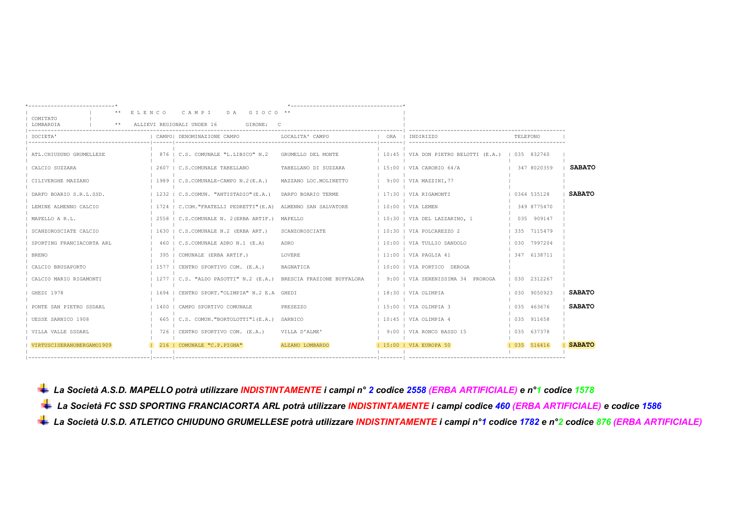** E L E N C O   C A M P I   D A   G I O C O **

COMITATO LOMBARDIA ** ALLIEVI REGIONALI UNDER 16 GIRONE: C

| SOCIETA' | CAMPO | DENOMINAZIONE CAMPO | LOCALITA' CAMPO | ORA | INDIRIZZO | TELEFONO | |
|---|---|---|---|---|---|---|---|
| ATL.CHIUDUNO GRUMELLESE | 876 | C.S. COMUNALE "L.LIBICO" N.2 | GRUMELLO DEL MONTE | 10:45 | VIA DON PIETRO BELOTTI (E.A.) | 035 832760 | |
| CALCIO SUZZARA | 2607 | C.S.COMUNALE TABELLANO | TABELLANO DI SUZZARA | 15:00 | VIA CAROBIO 64/A | 347 8020359 | **SABATO** |
| CILIVERGHE MAZZANO | 1989 | C.S.COMUNALE-CAMPO N.2(E.A.) | MAZZANO LOC.MOLINETTO | 9:00 | VIA MAZZINI,77 | | |
| DARFO BOARIO S.R.L.SSD. | 1232 | C.S.COMUN. "ANTISTADIO"(E.A.) | DARFO BOARIO TERME | 17:30 | VIA RIGAMONTI | 0364 535128 | **SABATO** |
| LEMINE ALMENNO CALCIO | 1724 | C.COM."FRATELLI PEDRETTI"(E.A) | ALMENNO SAN SALVATORE | 10:00 | VIA LEMEN | 349 8775470 | |
| MAPELLO A R.L. | 2558 | C.S.COMUNALE N. 2(ERBA ARTIF.) | MAPELLO | 10:30 | VIA DEL LAZZARINO, 1 | 035 909147 | |
| SCANZOROSCIATE CALCIO | 1630 | C.S.COMUNALE N.2 (ERBA ART.) | SCANZOROSCIATE | 10:30 | VIA POLCAREZZO 2 | 335 7115479 | |
| SPORTING FRANCIACORTA ARL | 460 | C.S.COMUNALE ADRO N.1 (E.A) | ADRO | 10:00 | VIA TULLIO DANDOLO | 030 7997204 | |
| BRENO | 395 | COMUNALE (ERBA ARTIF.) | LOVERE | 11:00 | VIA PAGLIA 41 | 347 6138711 | |
| CALCIO BRUSAPORTO | 1577 | CENTRO SPORTIVO COM. (E.A.) | BAGNATICA | 10:00 | VIA PORTICO DEROGA | | |
| CALCIO MARIO RIGAMONTI | 1277 | C.S. "ALDO PASOTTI" N.2 (E.A.) | BRESCIA FRAZIONE BUFFALORA | 9:00 | VIA SERENISSIMA 34 PROROGA | 030 2312267 | |
| GHEDI 1978 | 1694 | CENTRO SPORT."OLIMPIA" N.2 E.A | GHEDI | 18:30 | VIA OLIMPIA | 030 9050923 | **SABATO** |
| PONTE SAN PIETRO SSDARL | 1400 | CAMPO SPORTIVO COMUNALE | PRESEZZO | 15:00 | VIA OLIMPIA 3 | 035 463676 | **SABATO** |
| UESSE SARNICO 1908 | 665 | C.S. COMUN."BORTOLOTTI"1(E.A.) | SARNICO | 10:45 | VIA OLIMPIA 4 | 035 911658 | |
| VILLA VALLE SSDARL | 726 | CENTRO SPORTIVO COM. (E.A.) | VILLA D'ALME' | 9:00 | VIA RONCO BASSO 15 | 035 637378 | |
| VIRTUSCISERANOBERGAMO1909 | 216 | COMUNALE "C.P.PIGNA" | ALZANO LOMBARDO | 15:00 | VIA EUROPA 50 | 035 516416 | **SABATO** |

- ***La Società A.S.D. MAPELLO potrà utilizzare INDISTINTAMENTE i campi n° 2 codice 2558 (ERBA ARTIFICIALE) e n°1 codice 1578***
- ***La Società FC SSD SPORTING FRANCIACORTA ARL potrà utilizzare INDISTINTAMENTE i campi codice 460 (ERBA ARTIFICIALE) e codice 1586***
- ***La Società U.S.D. ATLETICO CHIUDUNO GRUMELLESE potrà utilizzare INDISTINTAMENTE i campi n°1 codice 1782 e n°2 codice 876 (ERBA ARTIFICIALE)***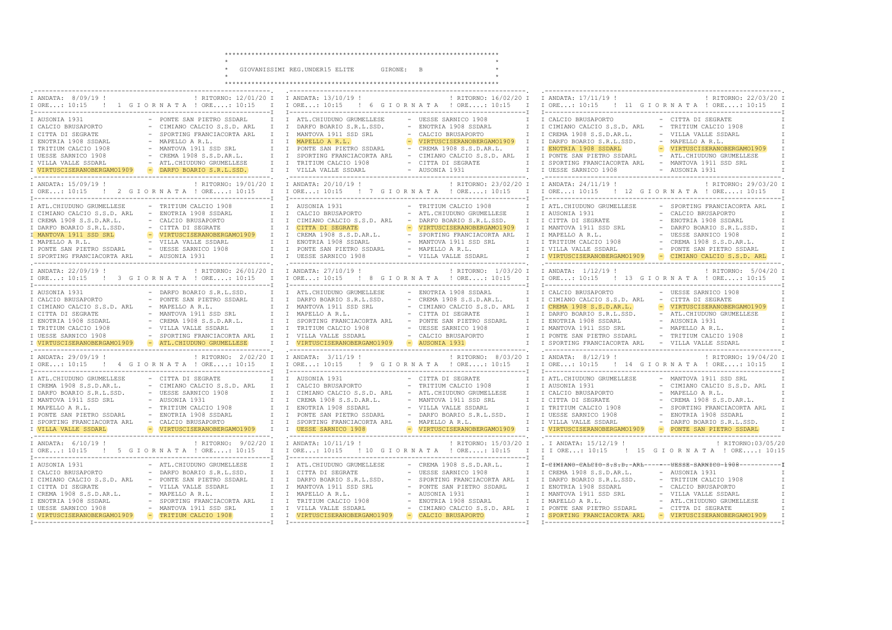# GIOVANISSIMI REG.UNDER15 ELITE — GIRONE: B

## 1 GIORNATA

ANDATA: 8/09/19 — ORE...: 10:15 | RITORNO: 12/01/20 — ORE....: 10:15

| | |
|---|---|
| AUSONIA 1931 | PONTE SAN PIETRO SSDARL |
| CALCIO BRUSAPORTO | CIMIANO CALCIO S.S.D. ARL |
| CITTA DI SEGRATE | SPORTING FRANCIACORTA ARL |
| ENOTRIA 1908 SSDARL | MAPELLO A R.L. |
| TRITIUM CALCIO 1908 | MANTOVA 1911 SSD SRL |
| UESSE SARNICO 1908 | CREMA 1908 S.S.D.AR.L. |
| VILLA VALLE SSDARL | ATL.CHIUDUNO GRUMELLESE |
| VIRTUSCISERANOBERGAMO1909 | DARFO BOARIO S.R.L.SSD. |

## 2 GIORNATA

ANDATA: 15/09/19 — ORE...: 10:15 | RITORNO: 19/01/20 — ORE....: 10:15

| | |
|---|---|
| ATL.CHIUDUNO GRUMELLESE | TRITIUM CALCIO 1908 |
| CIMIANO CALCIO S.S.D. ARL | ENOTRIA 1908 SSDARL |
| CREMA 1908 S.S.D.AR.L. | CALCIO BRUSAPORTO |
| DARFO BOARIO S.R.L.SSD. | CITTA DI SEGRATE |
| MANTOVA 1911 SSD SRL | VIRTUSCISERANOBERGAMO1909 |
| MAPELLO A R.L. | VILLA VALLE SSDARL |
| PONTE SAN PIETRO SSDARL | UESSE SARNICO 1908 |
| SPORTING FRANCIACORTA ARL | AUSONIA 1931 |

## 3 GIORNATA

ANDATA: 22/09/19 — ORE...: 10:15 | RITORNO: 26/01/20 — ORE....: 10:15

| | |
|---|---|
| AUSONIA 1931 | DARFO BOARIO S.R.L.SSD. |
| CALCIO BRUSAPORTO | PONTE SAN PIETRO SSDARL |
| CIMIANO CALCIO S.S.D. ARL | MAPELLO A R.L. |
| CITTA DI SEGRATE | MANTOVA 1911 SSD SRL |
| ENOTRIA 1908 SSDARL | CREMA 1908 S.S.D.AR.L. |
| TRITIUM CALCIO 1908 | VILLA VALLE SSDARL |
| UESSE SARNICO 1908 | SPORTING FRANCIACORTA ARL |
| VIRTUSCISERANOBERGAMO1909 | ATL.CHIUDUNO GRUMELLESE |

## 4 GIORNATA

ANDATA: 29/09/19 — ORE...: 10:15 | RITORNO: 2/02/20 — ORE....: 10:15

| | |
|---|---|
| ATL.CHIUDUNO GRUMELLESE | CITTA DI SEGRATE |
| CREMA 1908 S.S.D.AR.L. | CIMIANO CALCIO S.S.D. ARL |
| DARFO BOARIO S.R.L.SSD. | UESSE SARNICO 1908 |
| MANTOVA 1911 SSD SRL | AUSONIA 1931 |
| MAPELLO A R.L. | TRITIUM CALCIO 1908 |
| PONTE SAN PIETRO SSDARL | ENOTRIA 1908 SSDARL |
| SPORTING FRANCIACORTA ARL | CALCIO BRUSAPORTO |
| VILLA VALLE SSDARL | VIRTUSCISERANOBERGAMO1909 |

## 5 GIORNATA

ANDATA: 6/10/19 — ORE...: 10:15 | RITORNO: 9/02/20 — ORE....: 10:15

| | |
|---|---|
| AUSONIA 1931 | ATL.CHIUDUNO GRUMELLESE |
| CALCIO BRUSAPORTO | DARFO BOARIO S.R.L.SSD. |
| CIMIANO CALCIO S.S.D. ARL | PONTE SAN PIETRO SSDARL |
| CITTA DI SEGRATE | VILLA VALLE SSDARL |
| CREMA 1908 S.S.D.AR.L. | MAPELLO A R.L. |
| ENOTRIA 1908 SSDARL | SPORTING FRANCIACORTA ARL |
| UESSE SARNICO 1908 | MANTOVA 1911 SSD SRL |
| VIRTUSCISERANOBERGAMO1909 | TRITIUM CALCIO 1908 |

## 6 GIORNATA

ANDATA: 13/10/19 — ORE...: 10:15 | RITORNO: 16/02/20 — ORE....: 10:15

| | |
|---|---|
| ATL.CHIUDUNO GRUMELLESE | UESSE SARNICO 1908 |
| DARFO BOARIO S.R.L.SSD. | ENOTRIA 1908 SSDARL |
| MANTOVA 1911 SSD SRL | CALCIO BRUSAPORTO |
| MAPELLO A R.L. | VIRTUSCISERANOBERGAMO1909 |
| PONTE SAN PIETRO SSDARL | CREMA 1908 S.S.D.AR.L. |
| SPORTING FRANCIACORTA ARL | CIMIANO CALCIO S.S.D. ARL |
| TRITIUM CALCIO 1908 | CITTA DI SEGRATE |
| VILLA VALLE SSDARL | AUSONIA 1931 |

## 7 GIORNATA

ANDATA: 20/10/19 — ORE...: 10:15 | RITORNO: 23/02/20 — ORE....: 10:15

| | |
|---|---|
| AUSONIA 1931 | TRITIUM CALCIO 1908 |
| CALCIO BRUSAPORTO | ATL.CHIUDUNO GRUMELLESE |
| CIMIANO CALCIO S.S.D. ARL | DARFO BOARIO S.R.L.SSD. |
| CITTA DI SEGRATE | VIRTUSCISERANOBERGAMO1909 |
| CREMA 1908 S.S.D.AR.L. | SPORTING FRANCIACORTA ARL |
| ENOTRIA 1908 SSDARL | MANTOVA 1911 SSD SRL |
| PONTE SAN PIETRO SSDARL | MAPELLO A R.L. |
| UESSE SARNICO 1908 | VILLA VALLE SSDARL |

## 8 GIORNATA

ANDATA: 27/10/19 — ORE...: 10:15 | RITORNO: 1/03/20 — ORE....: 10:15

| | |
|---|---|
| ATL.CHIUDUNO GRUMELLESE | ENOTRIA 1908 SSDARL |
| DARFO BOARIO S.R.L.SSD. | CREMA 1908 S.S.D.AR.L. |
| MANTOVA 1911 SSD SRL | CIMIANO CALCIO S.S.D. ARL |
| MAPELLO A R.L. | CITTA DI SEGRATE |
| SPORTING FRANCIACORTA ARL | PONTE SAN PIETRO SSDARL |
| TRITIUM CALCIO 1908 | UESSE SARNICO 1908 |
| VILLA VALLE SSDARL | CALCIO BRUSAPORTO |
| VIRTUSCISERANOBERGAMO1909 | AUSONIA 1931 |

## 9 GIORNATA

ANDATA: 3/11/19 — ORE...: 10:15 | RITORNO: 8/03/20 — ORE....: 10:15

| | |
|---|---|
| AUSONIA 1931 | CITTA DI SEGRATE |
| CALCIO BRUSAPORTO | TRITIUM CALCIO 1908 |
| CIMIANO CALCIO S.S.D. ARL | ATL.CHIUDUNO GRUMELLESE |
| CREMA 1908 S.S.D.AR.L. | MANTOVA 1911 SSD SRL |
| ENOTRIA 1908 SSDARL | VILLA VALLE SSDARL |
| PONTE SAN PIETRO SSDARL | DARFO BOARIO S.R.L.SSD. |
| SPORTING FRANCIACORTA ARL | MAPELLO A R.L. |
| UESSE SARNICO 1908 | VIRTUSCISERANOBERGAMO1909 |

## 10 GIORNATA

ANDATA: 10/11/19 — ORE...: 10:15 | RITORNO: 15/03/20 — ORE....: 10:15

| | |
|---|---|
| ATL.CHIUDUNO GRUMELLESE | CREMA 1908 S.S.D.AR.L. |
| CITTA DI SEGRATE | UESSE SARNICO 1908 |
| DARFO BOARIO S.R.L.SSD. | SPORTING FRANCIACORTA ARL |
| MANTOVA 1911 SSD SRL | PONTE SAN PIETRO SSDARL |
| MAPELLO A R.L. | AUSONIA 1931 |
| TRITIUM CALCIO 1908 | ENOTRIA 1908 SSDARL |
| VILLA VALLE SSDARL | CIMIANO CALCIO S.S.D. ARL |
| VIRTUSCISERANOBERGAMO1909 | CALCIO BRUSAPORTO |

## 11 GIORNATA

ANDATA: 17/11/19 — ORE...: 10:15 | RITORNO: 22/03/20 — ORE....: 10:15

| | |
|---|---|
| CALCIO BRUSAPORTO | CITTA DI SEGRATE |
| CIMIANO CALCIO S.S.D. ARL | TRITIUM CALCIO 1908 |
| CREMA 1908 S.S.D.AR.L. | VILLA VALLE SSDARL |
| DARFO BOARIO S.R.L.SSD. | MAPELLO A R.L. |
| ENOTRIA 1908 SSDARL | VIRTUSCISERANOBERGAMO1909 |
| PONTE SAN PIETRO SSDARL | ATL.CHIUDUNO GRUMELLESE |
| SPORTING FRANCIACORTA ARL | MANTOVA 1911 SSD SRL |
| UESSE SARNICO 1908 | AUSONIA 1931 |

## 12 GIORNATA

ANDATA: 24/11/19 — ORE...: 10:15 | RITORNO: 29/03/20 — ORE....: 10:15

| | |
|---|---|
| ATL.CHIUDUNO GRUMELLESE | SPORTING FRANCIACORTA ARL |
| AUSONIA 1931 | CALCIO BRUSAPORTO |
| CITTA DI SEGRATE | ENOTRIA 1908 SSDARL |
| MANTOVA 1911 SSD SRL | DARFO BOARIO S.R.L.SSD. |
| MAPELLO A R.L. | UESSE SARNICO 1908 |
| TRITIUM CALCIO 1908 | CREMA 1908 S.S.D.AR.L. |
| VILLA VALLE SSDARL | PONTE SAN PIETRO SSDARL |
| VIRTUSCISERANOBERGAMO1909 | CIMIANO CALCIO S.S.D. ARL |

## 13 GIORNATA

ANDATA: 1/12/19 — ORE...: 10:15 | RITORNO: 5/04/20 — ORE....: 10:15

| | |
|---|---|
| CALCIO BRUSAPORTO | UESSE SARNICO 1908 |
| CIMIANO CALCIO S.S.D. ARL | CITTA DI SEGRATE |
| CREMA 1908 S.S.D.AR.L. | VIRTUSCISERANOBERGAMO1909 |
| DARFO BOARIO S.R.L.SSD. | ATL.CHIUDUNO GRUMELLESE |
| ENOTRIA 1908 SSDARL | AUSONIA 1931 |
| MANTOVA 1911 SSD SRL | MAPELLO A R.L. |
| PONTE SAN PIETRO SSDARL | TRITIUM CALCIO 1908 |
| SPORTING FRANCIACORTA ARL | VILLA VALLE SSDARL |

## 14 GIORNATA

ANDATA: 8/12/19 — ORE...: 10:15 | RITORNO: 19/04/20 — ORE....: 10:15

| | |
|---|---|
| ATL.CHIUDUNO GRUMELLESE | MANTOVA 1911 SSD SRL |
| AUSONIA 1931 | CIMIANO CALCIO S.S.D. ARL |
| CALCIO BRUSAPORTO | MAPELLO A R.L. |
| CITTA DI SEGRATE | CREMA 1908 S.S.D.AR.L. |
| TRITIUM CALCIO 1908 | SPORTING FRANCIACORTA ARL |
| UESSE SARNICO 1908 | ENOTRIA 1908 SSDARL |
| VILLA VALLE SSDARL | DARFO BOARIO S.R.L.SSD. |
| VIRTUSCISERANOBERGAMO1909 | PONTE SAN PIETRO SSDARL |

## 15 GIORNATA

ANDATA: 15/12/19 — ORE...: 10:15 | RITORNO: 03/05/20 — ORE....: 10:15

| | |
|---|---|
| ~~CIMIANO CALCIO S.S.D. ARL~~ | ~~UESSE SARNICO 1908~~ |
| CREMA 1908 S.S.D.AR.L. | AUSONIA 1931 |
| DARFO BOARIO S.R.L.SSD. | TRITIUM CALCIO 1908 |
| ENOTRIA 1908 SSDARL | CALCIO BRUSAPORTO |
| MANTOVA 1911 SSD SRL | VILLA VALLE SSDARL |
| MAPELLO A R.L. | ATL.CHIUDUNO GRUMELLESE |
| PONTE SAN PIETRO SSDARL | CITTA DI SEGRATE |
| SPORTING FRANCIACORTA ARL | VIRTUSCISERANOBERGAMO1909 |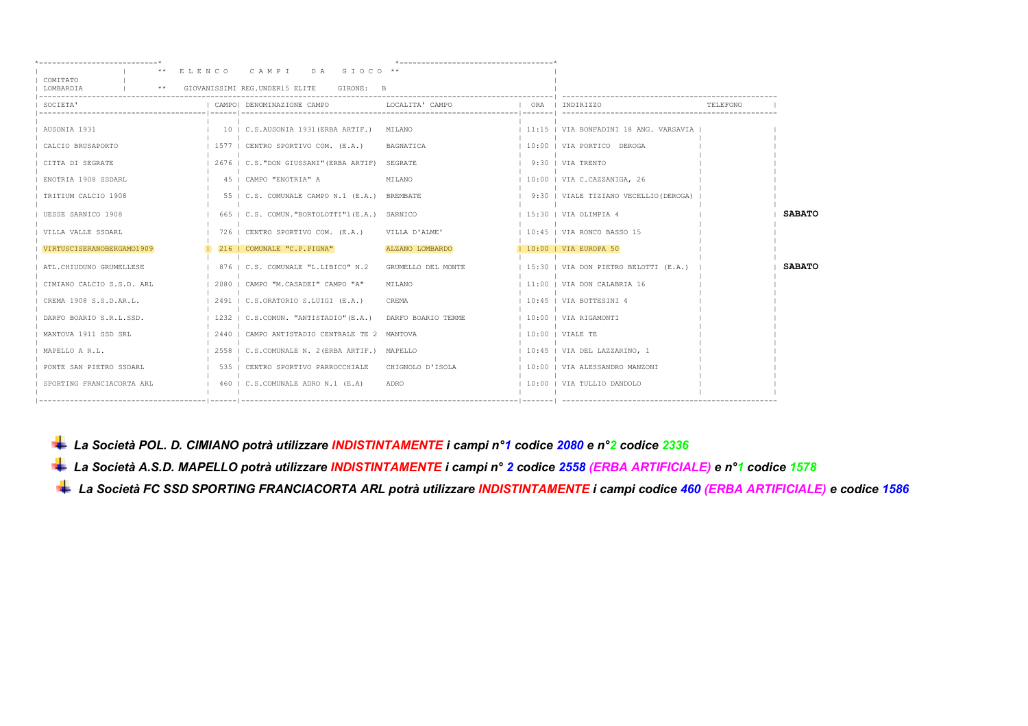**\*\* E L E N C O C A M P I D A G I O C O \*\***

COMITATO LOMBARDIA — \*\* GIOVANISSIMI REG.UNDER15 ELITE GIRONE: B

| SOCIETA' | CAMPO | DENOMINAZIONE CAMPO | LOCALITA' CAMPO | ORA | INDIRIZZO | TELEFONO | |
|---|---|---|---|---|---|---|---|
| AUSONIA 1931 | 10 | C.S.AUSONIA 1931(ERBA ARTIF.) | MILANO | 11:15 | VIA BONFADINI 18 ANG. VARSAVIA | | |
| CALCIO BRUSAPORTO | 1577 | CENTRO SPORTIVO COM. (E.A.) | BAGNATICA | 10:00 | VIA PORTICO DEROGA | | |
| CITTA DI SEGRATE | 2676 | C.S."DON GIUSSANI"(ERBA ARTIF) | SEGRATE | 9:30 | VIA TRENTO | | |
| ENOTRIA 1908 SSDARL | 45 | CAMPO "ENOTRIA" A | MILANO | 10:00 | VIA C.CAZZANIGA, 26 | | |
| TRITIUM CALCIO 1908 | 55 | C.S. COMUNALE CAMPO N.1 (E.A.) | BREMBATE | 9:30 | VIALE TIZIANO VECELLIO(DEROGA) | | |
| UESSE SARNICO 1908 | 665 | C.S. COMUN."BORTOLOTTI"1(E.A.) | SARNICO | 15:30 | VIA OLIMPIA 4 | | **SABATO** |
| VILLA VALLE SSDARL | 726 | CENTRO SPORTIVO COM. (E.A.) | VILLA D'ALME' | 10:45 | VIA RONCO BASSO 15 | | |
| VIRTUSCISERANOBERGAMO1909 | 216 | COMUNALE "C.P.PIGNA" | ALZANO LOMBARDO | 10:00 | VIA EUROPA 50 | | |
| ATL.CHIUDUNO GRUMELLESE | 876 | C.S. COMUNALE "L.LIBICO" N.2 | GRUMELLO DEL MONTE | 15:30 | VIA DON PIETRO BELOTTI (E.A.) | | **SABATO** |
| CIMIANO CALCIO S.S.D. ARL | 2080 | CAMPO "M.CASADEI" CAMPO "A" | MILANO | 11:00 | VIA DON CALABRIA 16 | | |
| CREMA 1908 S.S.D.AR.L. | 2491 | C.S.ORATORIO S.LUIGI (E.A.) | CREMA | 10:45 | VIA BOTTESINI 4 | | |
| DARFO BOARIO S.R.L.SSD. | 1232 | C.S.COMUN. "ANTISTADIO"(E.A.) | DARFO BOARIO TERME | 10:00 | VIA RIGAMONTI | | |
| MANTOVA 1911 SSD SRL | 2440 | CAMPO ANTISTADIO CENTRALE TE 2 | MANTOVA | 10:00 | VIALE TE | | |
| MAPELLO A R.L. | 2558 | C.S.COMUNALE N. 2(ERBA ARTIF.) | MAPELLO | 10:45 | VIA DEL LAZZARINO, 1 | | |
| PONTE SAN PIETRO SSDARL | 535 | CENTRO SPORTIVO PARROCCHIALE | CHIGNOLO D'ISOLA | 10:00 | VIA ALESSANDRO MANZONI | | |
| SPORTING FRANCIACORTA ARL | 460 | C.S.COMUNALE ADRO N.1 (E.A) | ADRO | 10:00 | VIA TULLIO DANDOLO | | |

- ***La Società POL. D. CIMIANO potrà utilizzare INDISTINTAMENTE i campi n°1 codice 2080 e n°2 codice 2336***
- ***La Società A.S.D. MAPELLO potrà utilizzare INDISTINTAMENTE i campi n° 2 codice 2558 (ERBA ARTIFICIALE) e n°1 codice 1578***
- ***La Società FC SSD SPORTING FRANCIACORTA ARL potrà utilizzare INDISTINTAMENTE i campi codice 460 (ERBA ARTIFICIALE) e codice 1586***